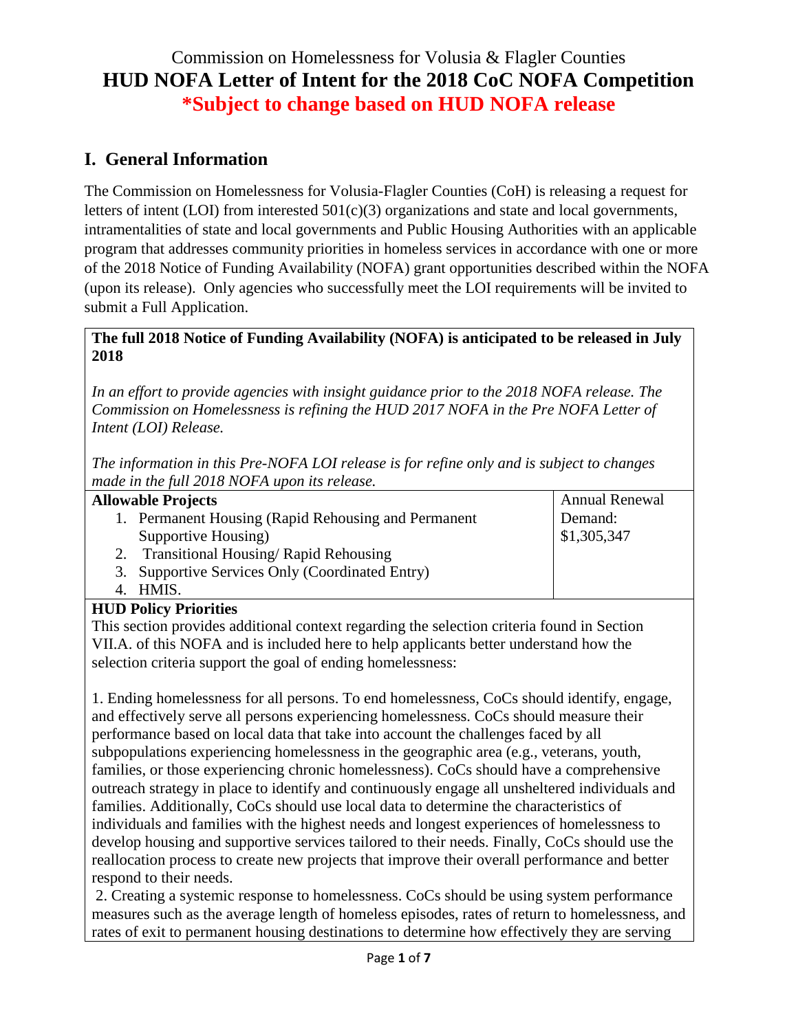# Commission on Homelessness for Volusia & Flagler Counties
# **HUD NOFA Letter of Intent for the 2018 CoC NOFA Competition**
# ***Subject to change based on HUD NOFA release**

## I. General Information

The Commission on Homelessness for Volusia-Flagler Counties (CoH) is releasing a request for letters of intent (LOI) from interested 501(c)(3) organizations and state and local governments, intramentalities of state and local governments and Public Housing Authorities with an applicable program that addresses community priorities in homeless services in accordance with one or more of the 2018 Notice of Funding Availability (NOFA) grant opportunities described within the NOFA (upon its release). Only agencies who successfully meet the LOI requirements will be invited to submit a Full Application.

**The full 2018 Notice of Funding Availability (NOFA) is anticipated to be released in July 2018**

*In an effort to provide agencies with insight guidance prior to the 2018 NOFA release. The Commission on Homelessness is refining the HUD 2017 NOFA in the Pre NOFA Letter of Intent (LOI) Release.*

*The information in this Pre-NOFA LOI release is for refine only and is subject to changes made in the full 2018 NOFA upon its release.*

| **Allowable Projects** | Annual Renewal Demand: |
|---|---|
| 1. Permanent Housing (Rapid Rehousing and Permanent Supportive Housing)<br>2. Transitional Housing/ Rapid Rehousing<br>3. Supportive Services Only (Coordinated Entry)<br>4. HMIS. | $1,305,347 |

**HUD Policy Priorities**

This section provides additional context regarding the selection criteria found in Section VII.A. of this NOFA and is included here to help applicants better understand how the selection criteria support the goal of ending homelessness:

1. Ending homelessness for all persons. To end homelessness, CoCs should identify, engage, and effectively serve all persons experiencing homelessness. CoCs should measure their performance based on local data that take into account the challenges faced by all subpopulations experiencing homelessness in the geographic area (e.g., veterans, youth, families, or those experiencing chronic homelessness). CoCs should have a comprehensive outreach strategy in place to identify and continuously engage all unsheltered individuals and families. Additionally, CoCs should use local data to determine the characteristics of individuals and families with the highest needs and longest experiences of homelessness to develop housing and supportive services tailored to their needs. Finally, CoCs should use the reallocation process to create new projects that improve their overall performance and better respond to their needs.

2. Creating a systemic response to homelessness. CoCs should be using system performance measures such as the average length of homeless episodes, rates of return to homelessness, and rates of exit to permanent housing destinations to determine how effectively they are serving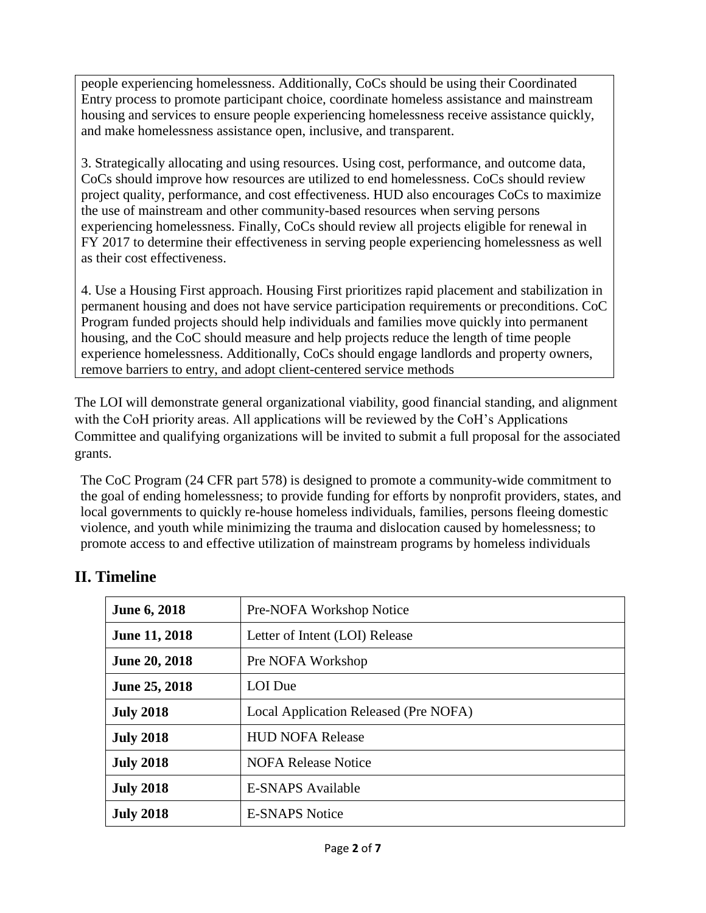people experiencing homelessness. Additionally, CoCs should be using their Coordinated Entry process to promote participant choice, coordinate homeless assistance and mainstream housing and services to ensure people experiencing homelessness receive assistance quickly, and make homelessness assistance open, inclusive, and transparent.

3. Strategically allocating and using resources. Using cost, performance, and outcome data, CoCs should improve how resources are utilized to end homelessness. CoCs should review project quality, performance, and cost effectiveness. HUD also encourages CoCs to maximize the use of mainstream and other community-based resources when serving persons experiencing homelessness. Finally, CoCs should review all projects eligible for renewal in FY 2017 to determine their effectiveness in serving people experiencing homelessness as well as their cost effectiveness.

4. Use a Housing First approach. Housing First prioritizes rapid placement and stabilization in permanent housing and does not have service participation requirements or preconditions. CoC Program funded projects should help individuals and families move quickly into permanent housing, and the CoC should measure and help projects reduce the length of time people experience homelessness. Additionally, CoCs should engage landlords and property owners, remove barriers to entry, and adopt client-centered service methods

The LOI will demonstrate general organizational viability, good financial standing, and alignment with the CoH priority areas. All applications will be reviewed by the CoH's Applications Committee and qualifying organizations will be invited to submit a full proposal for the associated grants.

The CoC Program (24 CFR part 578) is designed to promote a community-wide commitment to the goal of ending homelessness; to provide funding for efforts by nonprofit providers, states, and local governments to quickly re-house homeless individuals, families, persons fleeing domestic violence, and youth while minimizing the trauma and dislocation caused by homelessness; to promote access to and effective utilization of mainstream programs by homeless individuals

## II. Timeline

| | |
|---|---|
| **June 6, 2018** | Pre-NOFA Workshop Notice |
| **June 11, 2018** | Letter of Intent (LOI) Release |
| **June 20, 2018** | Pre NOFA Workshop |
| **June 25, 2018** | LOI Due |
| **July 2018** | Local Application Released (Pre NOFA) |
| **July 2018** | HUD NOFA Release |
| **July 2018** | NOFA Release Notice |
| **July 2018** | E-SNAPS Available |
| **July 2018** | E-SNAPS Notice |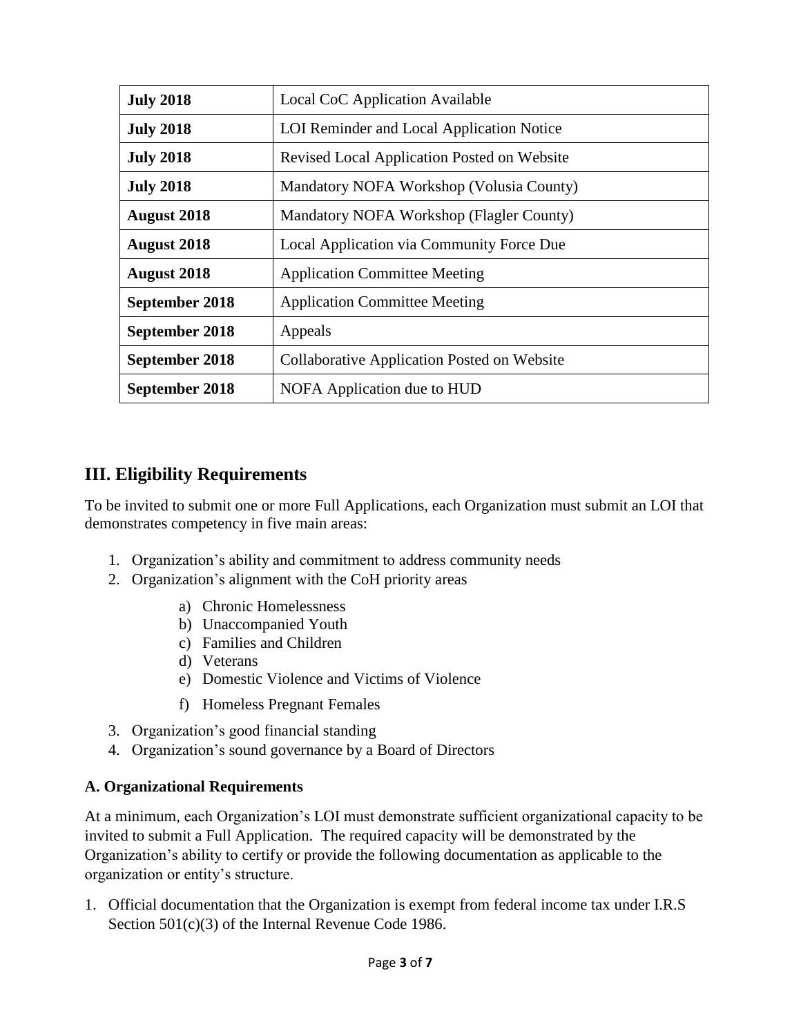| **July 2018** | Local CoC Application Available |
|---|---|
| **July 2018** | LOI Reminder and Local Application Notice |
| **July 2018** | Revised Local Application Posted on Website |
| **July 2018** | Mandatory NOFA Workshop (Volusia County) |
| **August 2018** | Mandatory NOFA Workshop (Flagler County) |
| **August 2018** | Local Application via Community Force Due |
| **August 2018** | Application Committee Meeting |
| **September 2018** | Application Committee Meeting |
| **September 2018** | Appeals |
| **September 2018** | Collaborative Application Posted on Website |
| **September 2018** | NOFA Application due to HUD |

## III. Eligibility Requirements

To be invited to submit one or more Full Applications, each Organization must submit an LOI that demonstrates competency in five main areas:

1. Organization's ability and commitment to address community needs
2. Organization's alignment with the CoH priority areas
    a) Chronic Homelessness
    b) Unaccompanied Youth
    c) Families and Children
    d) Veterans
    e) Domestic Violence and Victims of Violence
    f) Homeless Pregnant Females
3. Organization's good financial standing
4. Organization's sound governance by a Board of Directors

### A. Organizational Requirements

At a minimum, each Organization's LOI must demonstrate sufficient organizational capacity to be invited to submit a Full Application. The required capacity will be demonstrated by the Organization's ability to certify or provide the following documentation as applicable to the organization or entity's structure.

1. Official documentation that the Organization is exempt from federal income tax under I.R.S Section 501(c)(3) of the Internal Revenue Code 1986.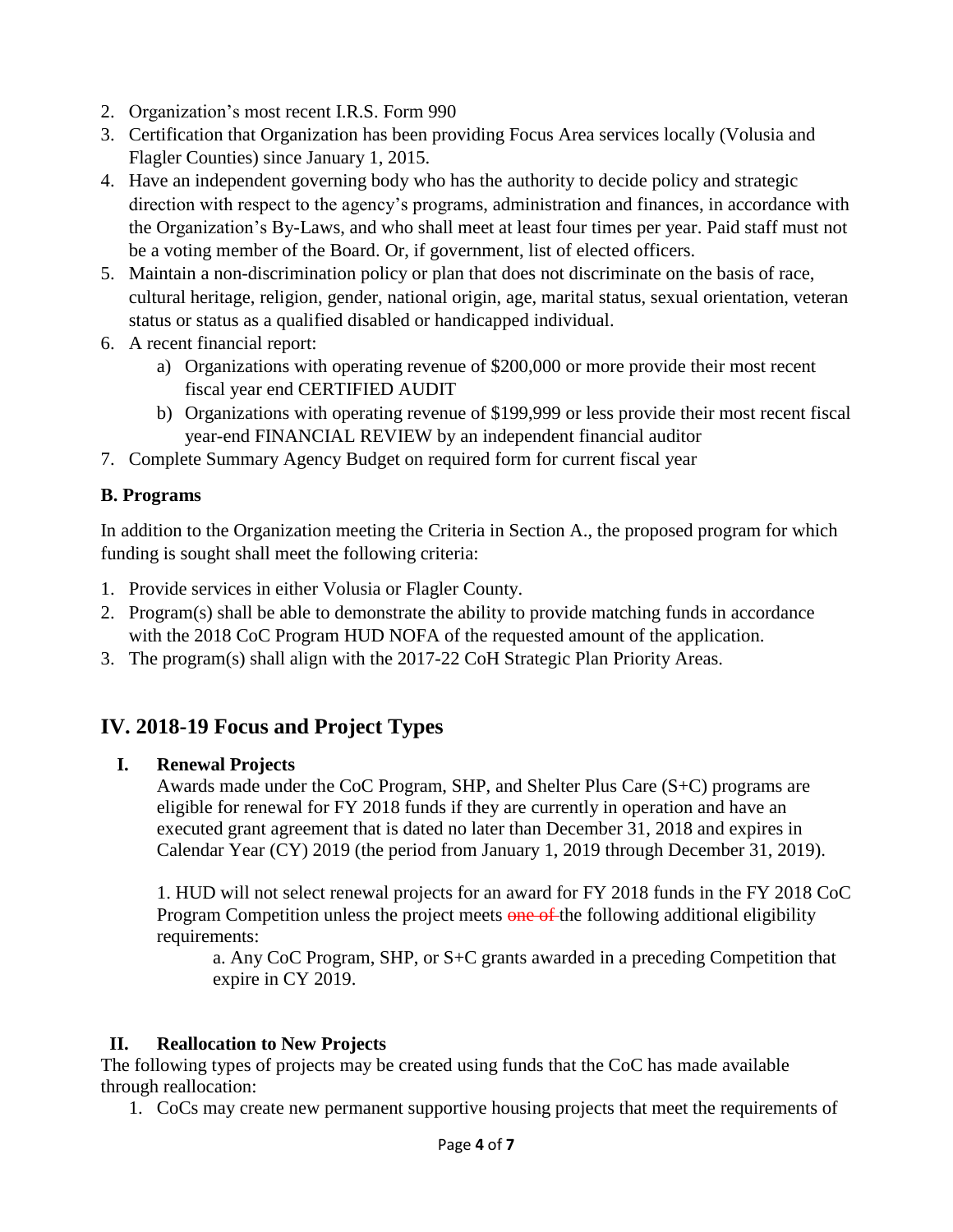2. Organization's most recent I.R.S. Form 990
3. Certification that Organization has been providing Focus Area services locally (Volusia and Flagler Counties) since January 1, 2015.
4. Have an independent governing body who has the authority to decide policy and strategic direction with respect to the agency's programs, administration and finances, in accordance with the Organization's By-Laws, and who shall meet at least four times per year. Paid staff must not be a voting member of the Board. Or, if government, list of elected officers.
5. Maintain a non-discrimination policy or plan that does not discriminate on the basis of race, cultural heritage, religion, gender, national origin, age, marital status, sexual orientation, veteran status or status as a qualified disabled or handicapped individual.
6. A recent financial report:
   a) Organizations with operating revenue of $200,000 or more provide their most recent fiscal year end CERTIFIED AUDIT
   b) Organizations with operating revenue of $199,999 or less provide their most recent fiscal year-end FINANCIAL REVIEW by an independent financial auditor
7. Complete Summary Agency Budget on required form for current fiscal year

**B. Programs**

In addition to the Organization meeting the Criteria in Section A., the proposed program for which funding is sought shall meet the following criteria:

1. Provide services in either Volusia or Flagler County.
2. Program(s) shall be able to demonstrate the ability to provide matching funds in accordance with the 2018 CoC Program HUD NOFA of the requested amount of the application.
3. The program(s) shall align with the 2017-22 CoH Strategic Plan Priority Areas.

## IV. 2018-19 Focus and Project Types

### I. Renewal Projects

Awards made under the CoC Program, SHP, and Shelter Plus Care (S+C) programs are eligible for renewal for FY 2018 funds if they are currently in operation and have an executed grant agreement that is dated no later than December 31, 2018 and expires in Calendar Year (CY) 2019 (the period from January 1, 2019 through December 31, 2019).

1. HUD will not select renewal projects for an award for FY 2018 funds in the FY 2018 CoC Program Competition unless the project meets ~~one of~~ the following additional eligibility requirements:

   a. Any CoC Program, SHP, or S+C grants awarded in a preceding Competition that expire in CY 2019.

### II. Reallocation to New Projects

The following types of projects may be created using funds that the CoC has made available through reallocation:

1. CoCs may create new permanent supportive housing projects that meet the requirements of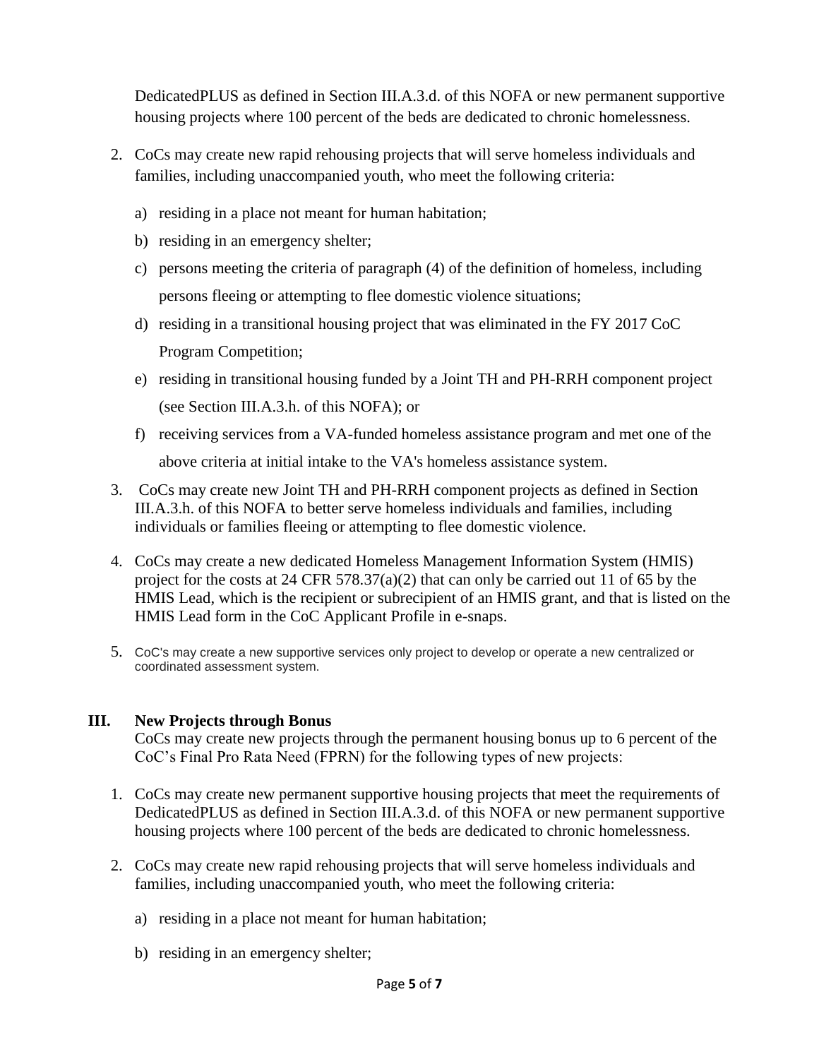DedicatedPLUS as defined in Section III.A.3.d. of this NOFA or new permanent supportive housing projects where 100 percent of the beds are dedicated to chronic homelessness.

2. CoCs may create new rapid rehousing projects that will serve homeless individuals and families, including unaccompanied youth, who meet the following criteria:

   a) residing in a place not meant for human habitation;

   b) residing in an emergency shelter;

   c) persons meeting the criteria of paragraph (4) of the definition of homeless, including persons fleeing or attempting to flee domestic violence situations;

   d) residing in a transitional housing project that was eliminated in the FY 2017 CoC Program Competition;

   e) residing in transitional housing funded by a Joint TH and PH-RRH component project (see Section III.A.3.h. of this NOFA); or

   f) receiving services from a VA-funded homeless assistance program and met one of the above criteria at initial intake to the VA's homeless assistance system.

3. CoCs may create new Joint TH and PH-RRH component projects as defined in Section III.A.3.h. of this NOFA to better serve homeless individuals and families, including individuals or families fleeing or attempting to flee domestic violence.

4. CoCs may create a new dedicated Homeless Management Information System (HMIS) project for the costs at 24 CFR 578.37(a)(2) that can only be carried out 11 of 65 by the HMIS Lead, which is the recipient or subrecipient of an HMIS grant, and that is listed on the HMIS Lead form in the CoC Applicant Profile in e-snaps.

5. CoC's may create a new supportive services only project to develop or operate a new centralized or coordinated assessment system.

## III. New Projects through Bonus

CoCs may create new projects through the permanent housing bonus up to 6 percent of the CoC's Final Pro Rata Need (FPRN) for the following types of new projects:

1. CoCs may create new permanent supportive housing projects that meet the requirements of DedicatedPLUS as defined in Section III.A.3.d. of this NOFA or new permanent supportive housing projects where 100 percent of the beds are dedicated to chronic homelessness.

2. CoCs may create new rapid rehousing projects that will serve homeless individuals and families, including unaccompanied youth, who meet the following criteria:

   a) residing in a place not meant for human habitation;

   b) residing in an emergency shelter;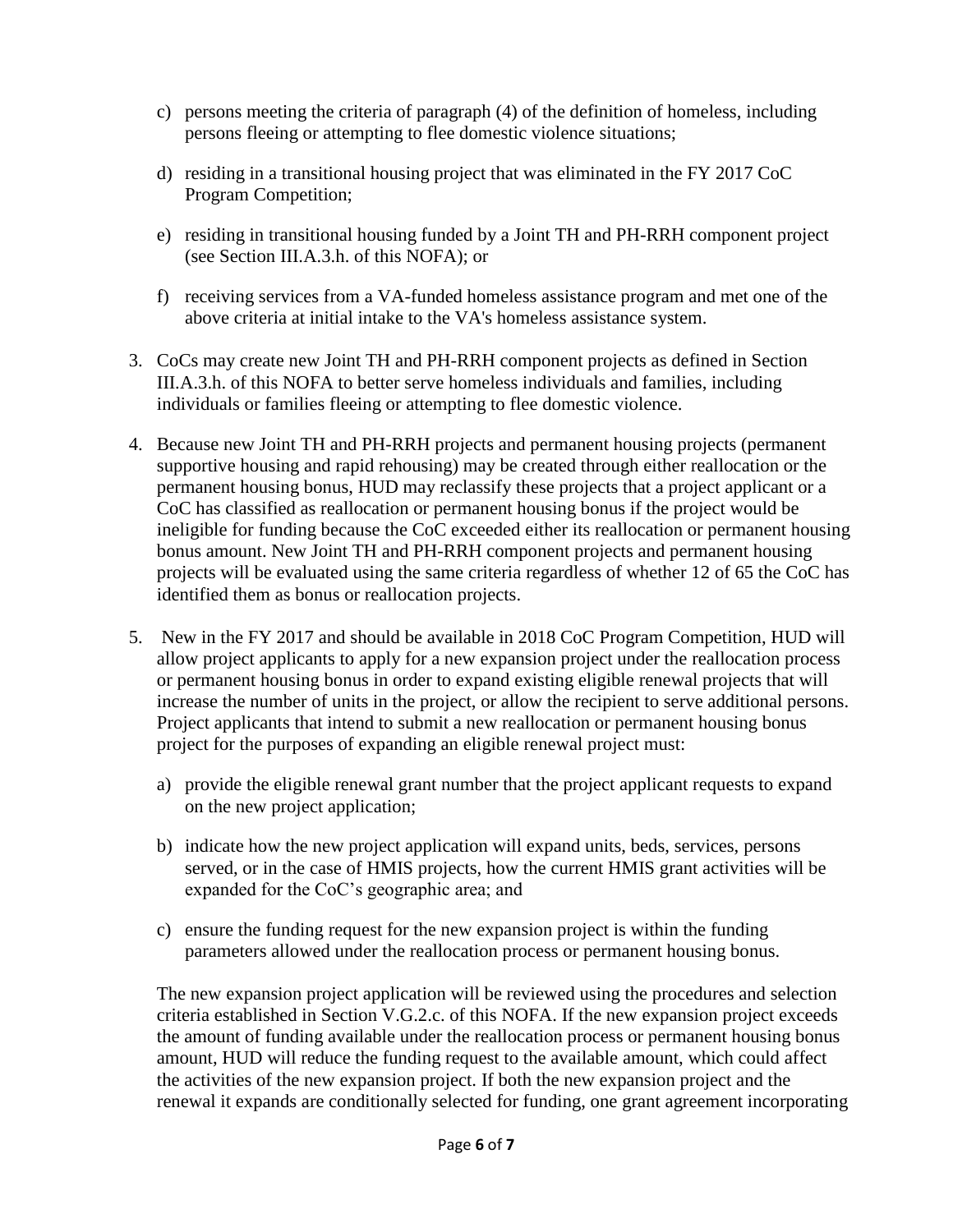c) persons meeting the criteria of paragraph (4) of the definition of homeless, including persons fleeing or attempting to flee domestic violence situations;

d) residing in a transitional housing project that was eliminated in the FY 2017 CoC Program Competition;

e) residing in transitional housing funded by a Joint TH and PH-RRH component project (see Section III.A.3.h. of this NOFA); or

f) receiving services from a VA-funded homeless assistance program and met one of the above criteria at initial intake to the VA's homeless assistance system.

3. CoCs may create new Joint TH and PH-RRH component projects as defined in Section III.A.3.h. of this NOFA to better serve homeless individuals and families, including individuals or families fleeing or attempting to flee domestic violence.

4. Because new Joint TH and PH-RRH projects and permanent housing projects (permanent supportive housing and rapid rehousing) may be created through either reallocation or the permanent housing bonus, HUD may reclassify these projects that a project applicant or a CoC has classified as reallocation or permanent housing bonus if the project would be ineligible for funding because the CoC exceeded either its reallocation or permanent housing bonus amount. New Joint TH and PH-RRH component projects and permanent housing projects will be evaluated using the same criteria regardless of whether 12 of 65 the CoC has identified them as bonus or reallocation projects.

5. New in the FY 2017 and should be available in 2018 CoC Program Competition, HUD will allow project applicants to apply for a new expansion project under the reallocation process or permanent housing bonus in order to expand existing eligible renewal projects that will increase the number of units in the project, or allow the recipient to serve additional persons. Project applicants that intend to submit a new reallocation or permanent housing bonus project for the purposes of expanding an eligible renewal project must:

   a) provide the eligible renewal grant number that the project applicant requests to expand on the new project application;

   b) indicate how the new project application will expand units, beds, services, persons served, or in the case of HMIS projects, how the current HMIS grant activities will be expanded for the CoC's geographic area; and

   c) ensure the funding request for the new expansion project is within the funding parameters allowed under the reallocation process or permanent housing bonus.

   The new expansion project application will be reviewed using the procedures and selection criteria established in Section V.G.2.c. of this NOFA. If the new expansion project exceeds the amount of funding available under the reallocation process or permanent housing bonus amount, HUD will reduce the funding request to the available amount, which could affect the activities of the new expansion project. If both the new expansion project and the renewal it expands are conditionally selected for funding, one grant agreement incorporating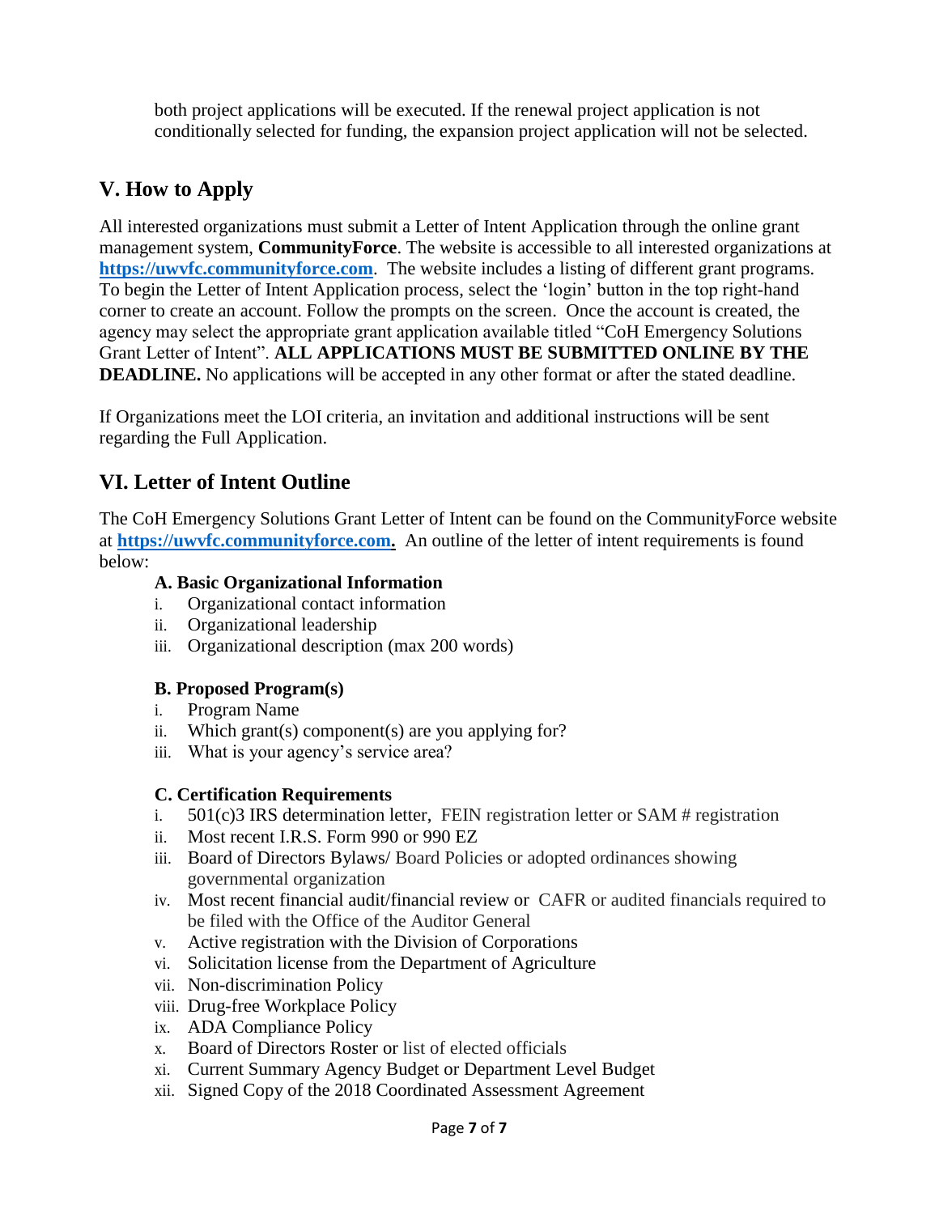both project applications will be executed. If the renewal project application is not conditionally selected for funding, the expansion project application will not be selected.

## V. How to Apply

All interested organizations must submit a Letter of Intent Application through the online grant management system, **CommunityForce**. The website is accessible to all interested organizations at **https://uwvfc.communityforce.com**. The website includes a listing of different grant programs. To begin the Letter of Intent Application process, select the 'login' button in the top right-hand corner to create an account. Follow the prompts on the screen. Once the account is created, the agency may select the appropriate grant application available titled "CoH Emergency Solutions Grant Letter of Intent". **ALL APPLICATIONS MUST BE SUBMITTED ONLINE BY THE DEADLINE.** No applications will be accepted in any other format or after the stated deadline.

If Organizations meet the LOI criteria, an invitation and additional instructions will be sent regarding the Full Application.

## VI. Letter of Intent Outline

The CoH Emergency Solutions Grant Letter of Intent can be found on the CommunityForce website at **https://uwvfc.communityforce.com.** An outline of the letter of intent requirements is found below:

**A. Basic Organizational Information**

i. Organizational contact information
ii. Organizational leadership
iii. Organizational description (max 200 words)

**B. Proposed Program(s)**

i. Program Name
ii. Which grant(s) component(s) are you applying for?
iii. What is your agency's service area?

**C. Certification Requirements**

i. 501(c)3 IRS determination letter, FEIN registration letter or SAM # registration
ii. Most recent I.R.S. Form 990 or 990 EZ
iii. Board of Directors Bylaws/ Board Policies or adopted ordinances showing governmental organization
iv. Most recent financial audit/financial review or CAFR or audited financials required to be filed with the Office of the Auditor General
v. Active registration with the Division of Corporations
vi. Solicitation license from the Department of Agriculture
vii. Non-discrimination Policy
viii. Drug-free Workplace Policy
ix. ADA Compliance Policy
x. Board of Directors Roster or list of elected officials
xi. Current Summary Agency Budget or Department Level Budget
xii. Signed Copy of the 2018 Coordinated Assessment Agreement